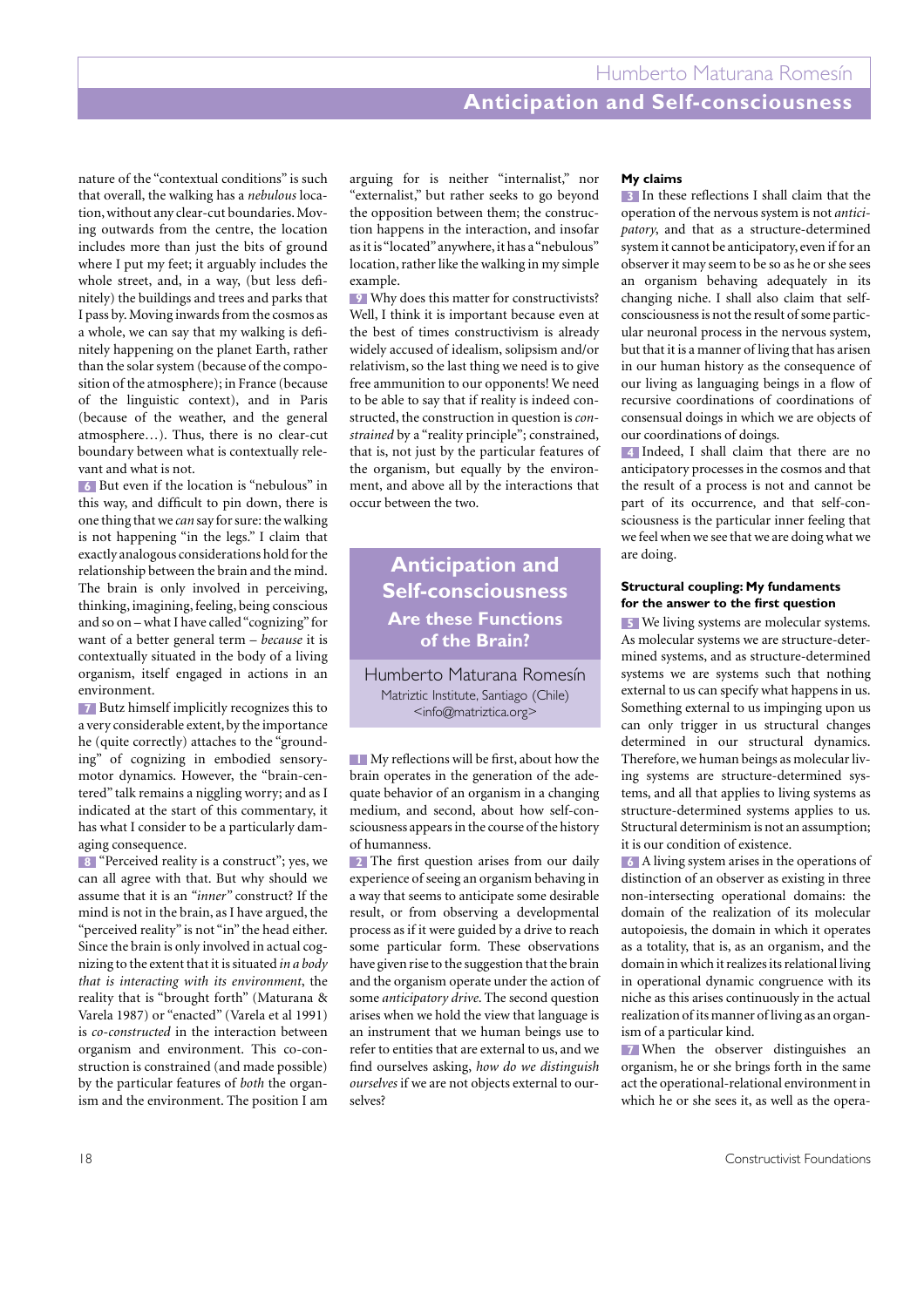nature of the "contextual conditions" is such that overall, the walking has a *nebulous* location, without any clear-cut boundaries. Moving outwards from the centre, the location includes more than just the bits of ground where I put my feet; it arguably includes the whole street, and, in a way, (but less definitely) the buildings and trees and parks that I pass by. Moving inwards from the cosmos as a whole, we can say that my walking is definitely happening on the planet Earth, rather than the solar system (because of the composition of the atmosphere); in France (because of the linguistic context), and in Paris (because of the weather, and the general atmosphere…). Thus, there is no clear-cut boundary between what is contextually relevant and what is not.

**6** But even if the location is "nebulous" in this way, and difficult to pin down, there is one thing that we *can* say for sure: the walking is not happening "in the legs." I claim that exactly analogous considerations hold for the relationship between the brain and the mind. The brain is only involved in perceiving, thinking, imagining, feeling, being conscious and so on – what I have called "cognizing" for want of a better general term – *because* it is contextually situated in the body of a living organism, itself engaged in actions in an environment.

**7** Butz himself implicitly recognizes this to a very considerable extent, by the importance he (quite correctly) attaches to the "grounding" of cognizing in embodied sensory-motor dynamics. However, the "brain-centered" talk remains a niggling worry; and as I indicated at the start of this commentary, it has what I consider to be a particularly damaging consequence.

**8** "Perceived reality is a construct"; yes, we can all agree with that. But why should we assume that it is an *"inner"* construct? If the mind is not in the brain, as I have argued, the "perceived reality" is not "in" the head either. Since the brain is only involved in actual cognizing to the extent that it is situated *in a body that is interacting with its environment*, the reality that is "brought forth" (Maturana & Varela 1987) or "enacted" (Varela et al 1991) is *co-constructed* in the interaction between organism and environment. This co-construction is constrained (and made possible) by the particular features of *both* the organism and the environment. The position I am arguing for is neither "internalist," nor "externalist," but rather seeks to go beyond the opposition between them; the construction happens in the interaction, and insofar as it is "located" anywhere, it has a "nebulous" location, rather like the walking in my simple example.

**9** Why does this matter for constructivists? Well, I think it is important because even at the best of times constructivism is already widely accused of idealism, solipsism and/or relativism, so the last thing we need is to give free ammunition to our opponents! We need to be able to say that if reality is indeed constructed, the construction in question is *constrained* by a "reality principle"; constrained, that is, not just by the particular features of the organism, but equally by the environment, and above all by the interactions that occur between the two.

# Anticipation and Self-consciousness

## Are these Functions of the Brain?

Humberto Maturana Romesín
Matriztic Institute, Santiago (Chile)
<info@matriztica.org>

**1** My reflections will be first, about how the brain operates in the generation of the adequate behavior of an organism in a changing medium, and second, about how self-consciousness appears in the course of the history of humanness.

**2** The first question arises from our daily experience of seeing an organism behaving in a way that seems to anticipate some desirable result, or from observing a developmental process as if it were guided by a drive to reach some particular form. These observations have given rise to the suggestion that the brain and the organism operate under the action of some *anticipatory drive*. The second question arises when we hold the view that language is an instrument that we human beings use to refer to entities that are external to us, and we find ourselves asking, *how do we distinguish ourselves* if we are not objects external to ourselves?

### My claims

**3** In these reflections I shall claim that the operation of the nervous system is not *anticipatory*, and that as a structure-determined system it cannot be anticipatory, even if for an observer it may seem to be so as he or she sees an organism behaving adequately in its changing niche. I shall also claim that self-consciousness is not the result of some particular neuronal process in the nervous system, but that it is a manner of living that has arisen in our human history as the consequence of our living as languaging beings in a flow of recursive coordinations of coordinations of consensual doings in which we are objects of our coordinations of doings.

**4** Indeed, I shall claim that there are no anticipatory processes in the cosmos and that the result of a process is not and cannot be part of its occurrence, and that self-consciousness is the particular inner feeling that we feel when we see that we are doing what we are doing.

### Structural coupling: My fundaments for the answer to the first question

**5** We living systems are molecular systems. As molecular systems we are structure-determined systems, and as structure-determined systems we are systems such that nothing external to us can specify what happens in us. Something external to us impinging upon us can only trigger in us structural changes determined in our structural dynamics. Therefore, we human beings as molecular living systems are structure-determined systems, and all that applies to living systems as structure-determined systems applies to us. Structural determinism is not an assumption; it is our condition of existence.

**6** A living system arises in the operations of distinction of an observer as existing in three non-intersecting operational domains: the domain of the realization of its molecular autopoiesis, the domain in which it operates as a totality, that is, as an organism, and the domain in which it realizes its relational living in operational dynamic congruence with its niche as this arises continuously in the actual realization of its manner of living as an organism of a particular kind.

**7** When the observer distinguishes an organism, he or she brings forth in the same act the operational-relational environment in which he or she sees it, as well as the opera-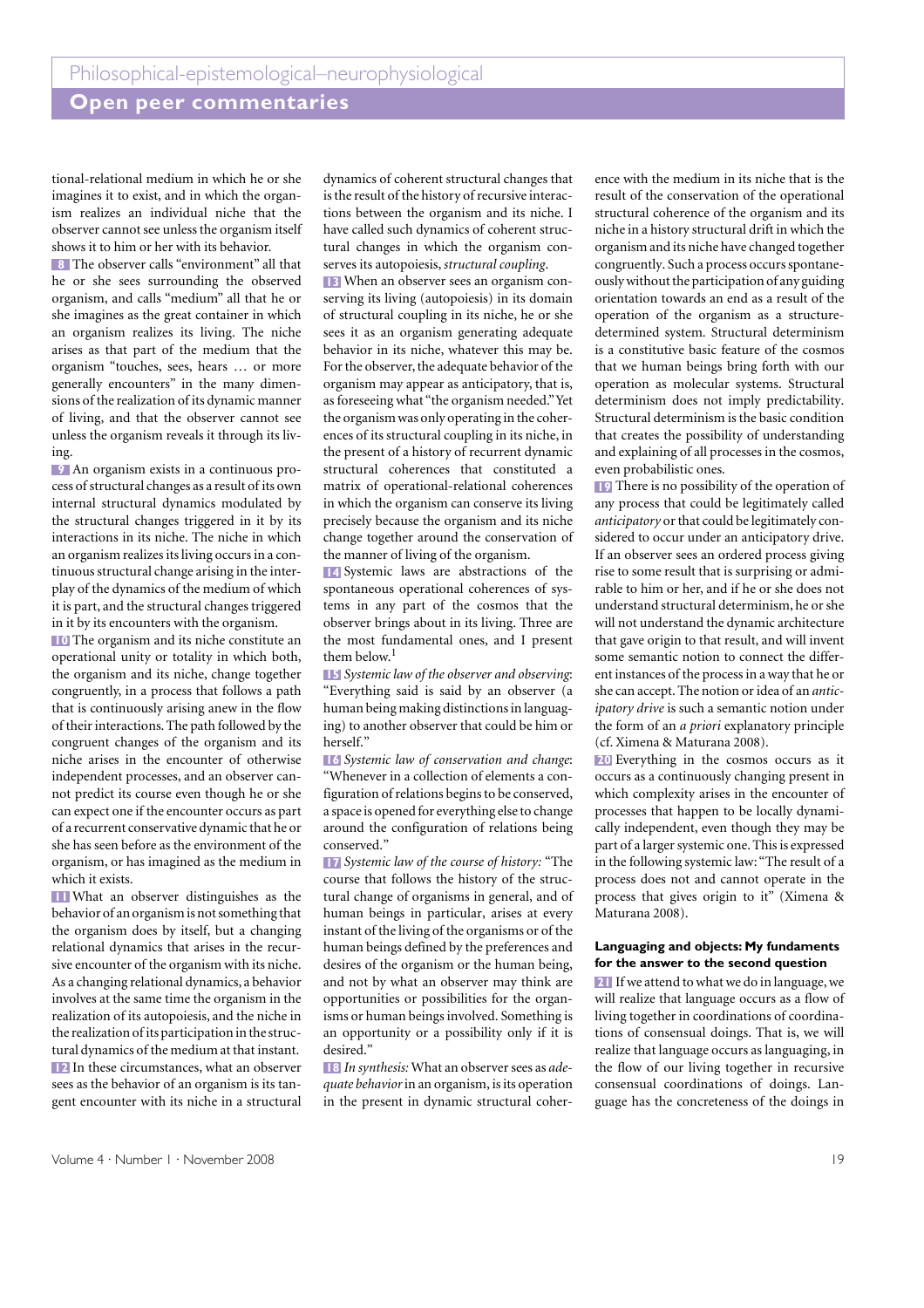tional-relational medium in which he or she imagines it to exist, and in which the organism realizes an individual niche that the observer cannot see unless the organism itself shows it to him or her with its behavior.

**8** The observer calls "environment" all that he or she sees surrounding the observed organism, and calls "medium" all that he or she imagines as the great container in which an organism realizes its living. The niche arises as that part of the medium that the organism "touches, sees, hears … or more generally encounters" in the many dimensions of the realization of its dynamic manner of living, and that the observer cannot see unless the organism reveals it through its living.

**9** An organism exists in a continuous process of structural changes as a result of its own internal structural dynamics modulated by the structural changes triggered in it by its interactions in its niche. The niche in which an organism realizes its living occurs in a continuous structural change arising in the interplay of the dynamics of the medium of which it is part, and the structural changes triggered in it by its encounters with the organism.

**10** The organism and its niche constitute an operational unity or totality in which both, the organism and its niche, change together congruently, in a process that follows a path that is continuously arising anew in the flow of their interactions. The path followed by the congruent changes of the organism and its niche arises in the encounter of otherwise independent processes, and an observer cannot predict its course even though he or she can expect one if the encounter occurs as part of a recurrent conservative dynamic that he or she has seen before as the environment of the organism, or has imagined as the medium in which it exists.

**11** What an observer distinguishes as the behavior of an organism is not something that the organism does by itself, but a changing relational dynamics that arises in the recursive encounter of the organism with its niche. As a changing relational dynamics, a behavior involves at the same time the organism in the realization of its autopoiesis, and the niche in the realization of its participation in the structural dynamics of the medium at that instant.

**12** In these circumstances, what an observer sees as the behavior of an organism is its tangent encounter with its niche in a structural dynamics of coherent structural changes that is the result of the history of recursive interactions between the organism and its niche. I have called such dynamics of coherent structural changes in which the organism conserves its autopoiesis, *structural coupling*.

**13** When an observer sees an organism conserving its living (autopoiesis) in its domain of structural coupling in its niche, he or she sees it as an organism generating adequate behavior in its niche, whatever this may be. For the observer, the adequate behavior of the organism may appear as anticipatory, that is, as foreseeing what "the organism needed." Yet the organism was only operating in the coherences of its structural coupling in its niche, in the present of a history of recurrent dynamic structural coherences that constituted a matrix of operational-relational coherences in which the organism can conserve its living precisely because the organism and its niche change together around the conservation of the manner of living of the organism.

**14** Systemic laws are abstractions of the spontaneous operational coherences of systems in any part of the cosmos that the observer brings about in its living. Three are the most fundamental ones, and I present them below.[1]

**15** *Systemic law of the observer and observing*: "Everything said is said by an observer (a human being making distinctions in languaging) to another observer that could be him or herself."

**16** *Systemic law of conservation and change*: "Whenever in a collection of elements a configuration of relations begins to be conserved, a space is opened for everything else to change around the configuration of relations being conserved."

**17** *Systemic law of the course of history:* "The course that follows the history of the structural change of organisms in general, and of human beings in particular, arises at every instant of the living of the organisms or of the human beings defined by the preferences and desires of the organism or the human being, and not by what an observer may think are opportunities or possibilities for the organisms or human beings involved. Something is an opportunity or a possibility only if it is desired."

**18** *In synthesis:* What an observer sees as *adequate behavior* in an organism, is its operation in the present in dynamic structural coherence with the medium in its niche that is the result of the conservation of the operational structural coherence of the organism and its niche in a history structural drift in which the organism and its niche have changed together congruently. Such a process occurs spontaneously without the participation of any guiding orientation towards an end as a result of the operation of the organism as a structure-determined system. Structural determinism is a constitutive basic feature of the cosmos that we human beings bring forth with our operation as molecular systems. Structural determinism does not imply predictability. Structural determinism is the basic condition that creates the possibility of understanding and explaining of all processes in the cosmos, even probabilistic ones.

**19** There is no possibility of the operation of any process that could be legitimately called *anticipatory* or that could be legitimately considered to occur under an anticipatory drive. If an observer sees an ordered process giving rise to some result that is surprising or admirable to him or her, and if he or she does not understand structural determinism, he or she will not understand the dynamic architecture that gave origin to that result, and will invent some semantic notion to connect the different instances of the process in a way that he or she can accept. The notion or idea of an *anticipatory drive* is such a semantic notion under the form of an *a priori* explanatory principle (cf. Ximena & Maturana 2008).

**20** Everything in the cosmos occurs as it occurs as a continuously changing present in which complexity arises in the encounter of processes that happen to be locally dynamically independent, even though they may be part of a larger systemic one. This is expressed in the following systemic law: "The result of a process does not and cannot operate in the process that gives origin to it" (Ximena & Maturana 2008).

### Languaging and objects: My fundaments for the answer to the second question

**21** If we attend to what we do in language, we will realize that language occurs as a flow of living together in coordinations of coordinations of consensual doings. That is, we will realize that language occurs as languaging, in the flow of our living together in recursive consensual coordinations of doings. Language has the concreteness of the doings in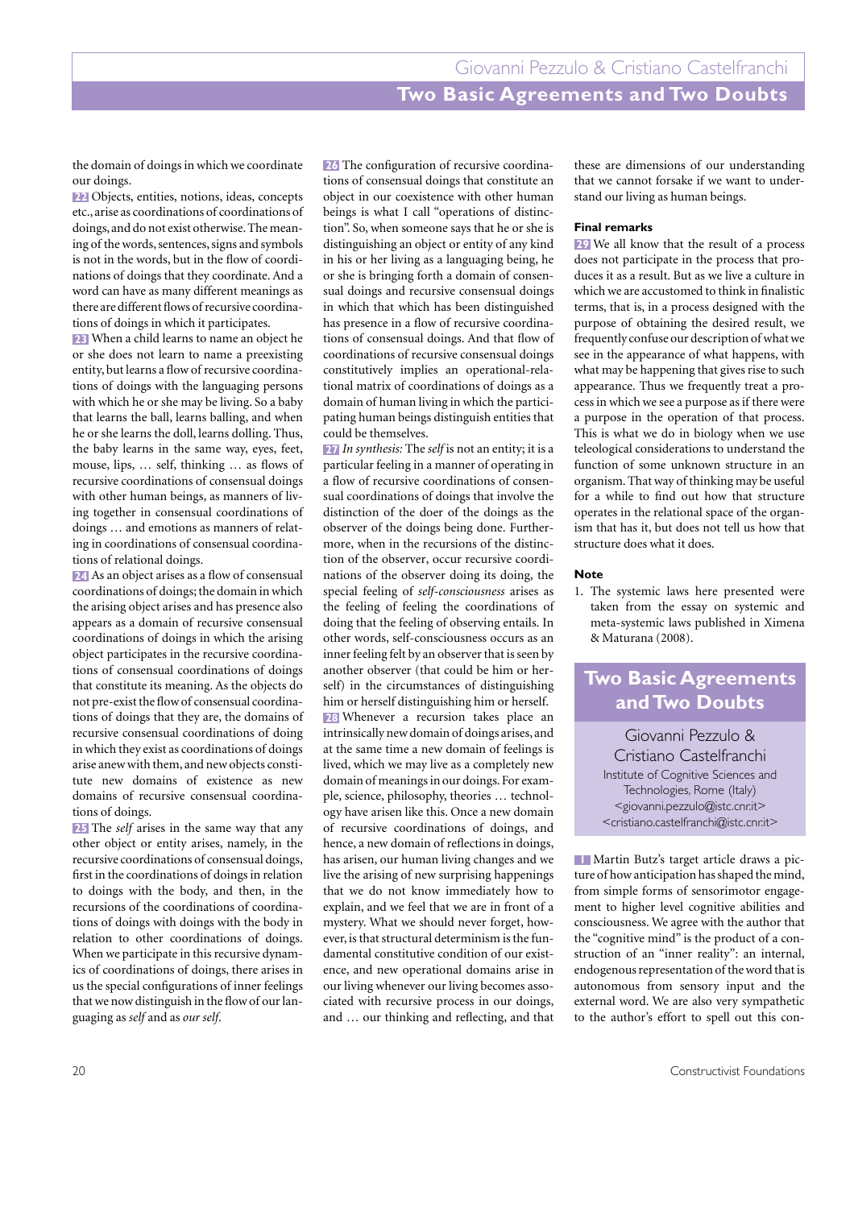the domain of doings in which we coordinate our doings.

**22** Objects, entities, notions, ideas, concepts etc., arise as coordinations of coordinations of doings, and do not exist otherwise. The meaning of the words, sentences, signs and symbols is not in the words, but in the flow of coordinations of doings that they coordinate. And a word can have as many different meanings as there are different flows of recursive coordinations of doings in which it participates.

**23** When a child learns to name an object he or she does not learn to name a preexisting entity, but learns a flow of recursive coordinations of doings with the languaging persons with which he or she may be living. So a baby that learns the ball, learns balling, and when he or she learns the doll, learns dolling. Thus, the baby learns in the same way, eyes, feet, mouse, lips, … self, thinking … as flows of recursive coordinations of consensual doings with other human beings, as manners of living together in consensual coordinations of doings … and emotions as manners of relating in coordinations of consensual coordinations of relational doings.

**24** As an object arises as a flow of consensual coordinations of doings; the domain in which the arising object arises and has presence also appears as a domain of recursive consensual coordinations of doings in which the arising object participates in the recursive coordinations of consensual coordinations of doings that constitute its meaning. As the objects do not pre-exist the flow of consensual coordinations of doings that they are, the domains of recursive consensual coordinations of doing in which they exist as coordinations of doings arise anew with them, and new objects constitute new domains of existence as new domains of recursive consensual coordinations of doings.

**25** The *self* arises in the same way that any other object or entity arises, namely, in the recursive coordinations of consensual doings, first in the coordinations of doings in relation to doings with the body, and then, in the recursions of the coordinations of coordinations of doings with doings with the body in relation to other coordinations of doings. When we participate in this recursive dynamics of coordinations of doings, there arises in us the special configurations of inner feelings that we now distinguish in the flow of our languaging as *self* and as *our self*.

**26** The configuration of recursive coordinations of consensual doings that constitute an object in our coexistence with other human beings is what I call "operations of distinction". So, when someone says that he or she is distinguishing an object or entity of any kind in his or her living as a languaging being, he or she is bringing forth a domain of consensual doings and recursive consensual doings in which that which has been distinguished has presence in a flow of recursive coordinations of consensual doings. And that flow of coordinations of recursive consensual doings constitutively implies an operational-relational matrix of coordinations of doings as a domain of human living in which the participating human beings distinguish entities that could be themselves.

**27** *In synthesis:* The *self* is not an entity; it is a particular feeling in a manner of operating in a flow of recursive coordinations of consensual coordinations of doings that involve the distinction of the doer of the doings as the observer of the doings being done. Furthermore, when in the recursions of the distinction of the observer, occur recursive coordinations of the observer doing its doing, the special feeling of *self-consciousness* arises as the feeling of feeling the coordinations of doing that the feeling of observing entails. In other words, self-consciousness occurs as an inner feeling felt by an observer that is seen by another observer (that could be him or herself) in the circumstances of distinguishing him or herself distinguishing him or herself.

**28** Whenever a recursion takes place an intrinsically new domain of doings arises, and at the same time a new domain of feelings is lived, which we may live as a completely new domain of meanings in our doings. For example, science, philosophy, theories … technology have arisen like this. Once a new domain of recursive coordinations of doings, and hence, a new domain of reflections in doings, has arisen, our human living changes and we live the arising of new surprising happenings that we do not know immediately how to explain, and we feel that we are in front of a mystery. What we should never forget, however, is that structural determinism is the fundamental constitutive condition of our existence, and new operational domains arise in our living whenever our living becomes associated with recursive process in our doings, and … our thinking and reflecting, and that these are dimensions of our understanding that we cannot forsake if we want to understand our living as human beings.

### Final remarks

**29** We all know that the result of a process does not participate in the process that produces it as a result. But as we live a culture in which we are accustomed to think in finalistic terms, that is, in a process designed with the purpose of obtaining the desired result, we frequently confuse our description of what we see in the appearance of what happens, with what may be happening that gives rise to such appearance. Thus we frequently treat a process in which we see a purpose as if there were a purpose in the operation of that process. This is what we do in biology when we use teleological considerations to understand the function of some unknown structure in an organism. That way of thinking may be useful for a while to find out how that structure operates in the relational space of the organism that has it, but does not tell us how that structure does what it does.

### Note

1. The systemic laws here presented were taken from the essay on systemic and meta-systemic laws published in Ximena & Maturana (2008).

# Two Basic Agreements and Two Doubts

Giovanni Pezzulo & Cristiano Castelfranchi
Institute of Cognitive Sciences and Technologies, Rome (Italy)
<giovanni.pezzulo@istc.cnr.it>
<cristiano.castelfranchi@istc.cnr.it>

**1** Martin Butz's target article draws a picture of how anticipation has shaped the mind, from simple forms of sensorimotor engagement to higher level cognitive abilities and consciousness. We agree with the author that the "cognitive mind" is the product of a construction of an "inner reality": an internal, endogenous representation of the word that is autonomous from sensory input and the external word. We are also very sympathetic to the author's effort to spell out this con-